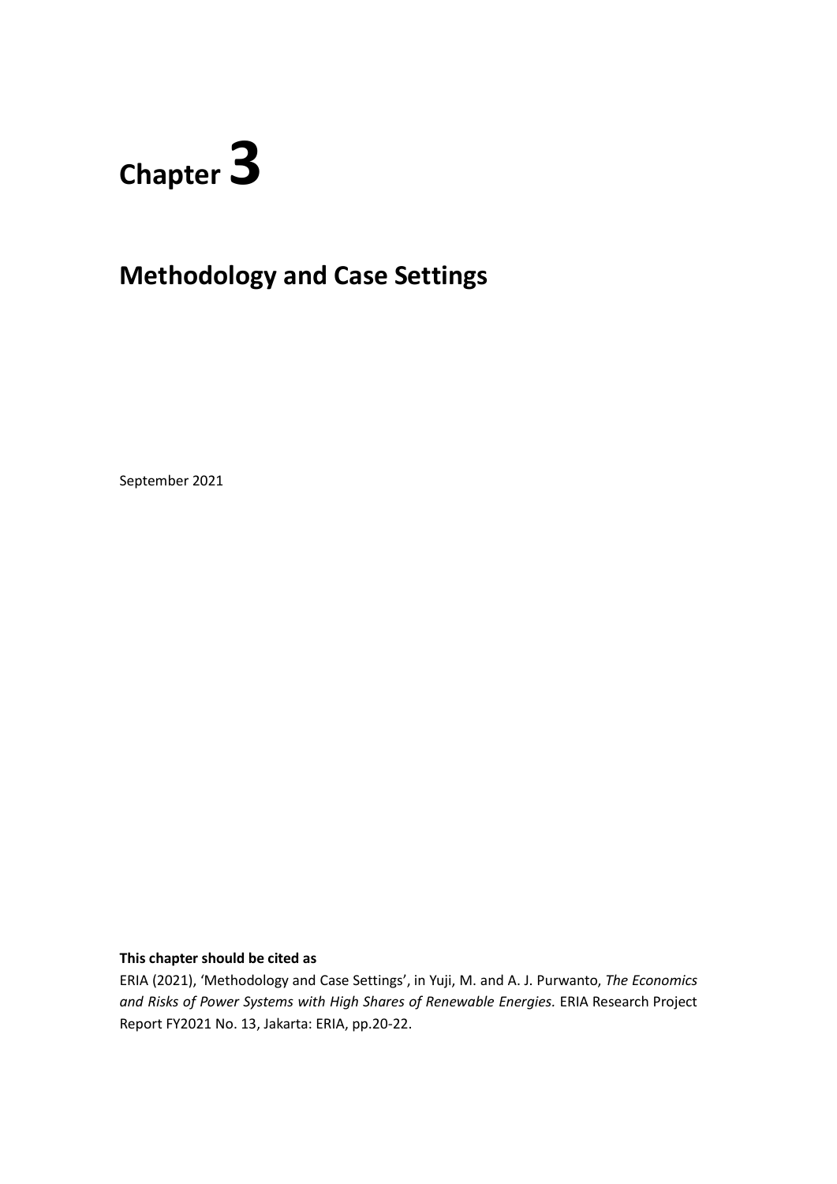# Chapter 3

## Methodology and Case Settings

September 2021

**This chapter should be cited as**

ERIA (2021), 'Methodology and Case Settings', in Yuji, M. and A. J. Purwanto, *The Economics and Risks of Power Systems with High Shares of Renewable Energies.* ERIA Research Project Report FY2021 No. 13, Jakarta: ERIA, pp.20-22.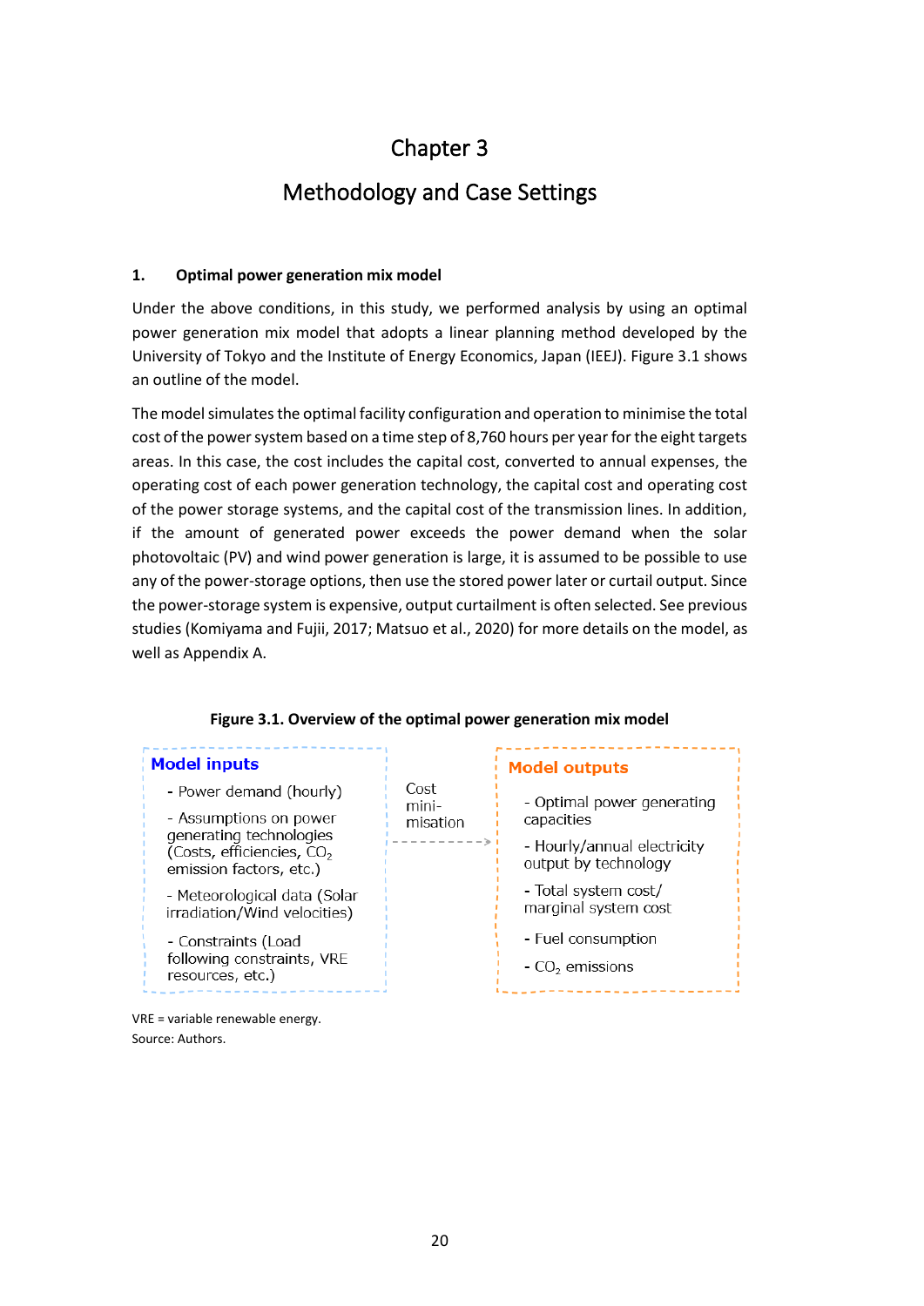# Chapter 3

# Methodology and Case Settings

## 1. Optimal power generation mix model

Under the above conditions, in this study, we performed analysis by using an optimal power generation mix model that adopts a linear planning method developed by the University of Tokyo and the Institute of Energy Economics, Japan (IEEJ). Figure 3.1 shows an outline of the model.

The model simulates the optimal facility configuration and operation to minimise the total cost of the power system based on a time step of 8,760 hours per year for the eight targets areas. In this case, the cost includes the capital cost, converted to annual expenses, the operating cost of each power generation technology, the capital cost and operating cost of the power storage systems, and the capital cost of the transmission lines. In addition, if the amount of generated power exceeds the power demand when the solar photovoltaic (PV) and wind power generation is large, it is assumed to be possible to use any of the power-storage options, then use the stored power later or curtail output. Since the power-storage system is expensive, output curtailment is often selected. See previous studies (Komiyama and Fujii, 2017; Matsuo et al., 2020) for more details on the model, as well as Appendix A.

**Figure 3.1. Overview of the optimal power generation mix model**

**Model inputs**

- Power demand (hourly)
- Assumptions on power generating technologies (Costs, efficiencies, $CO_2$ emission factors, etc.)
- Meteorological data (Solar irradiation/Wind velocities)
- Constraints (Load following constraints, VRE resources, etc.)

Cost minimisation →

**Model outputs**

- Optimal power generating capacities
- Hourly/annual electricity output by technology
- Total system cost/ marginal system cost
- Fuel consumption
- $CO_2$ emissions

VRE = variable renewable energy.
Source: Authors.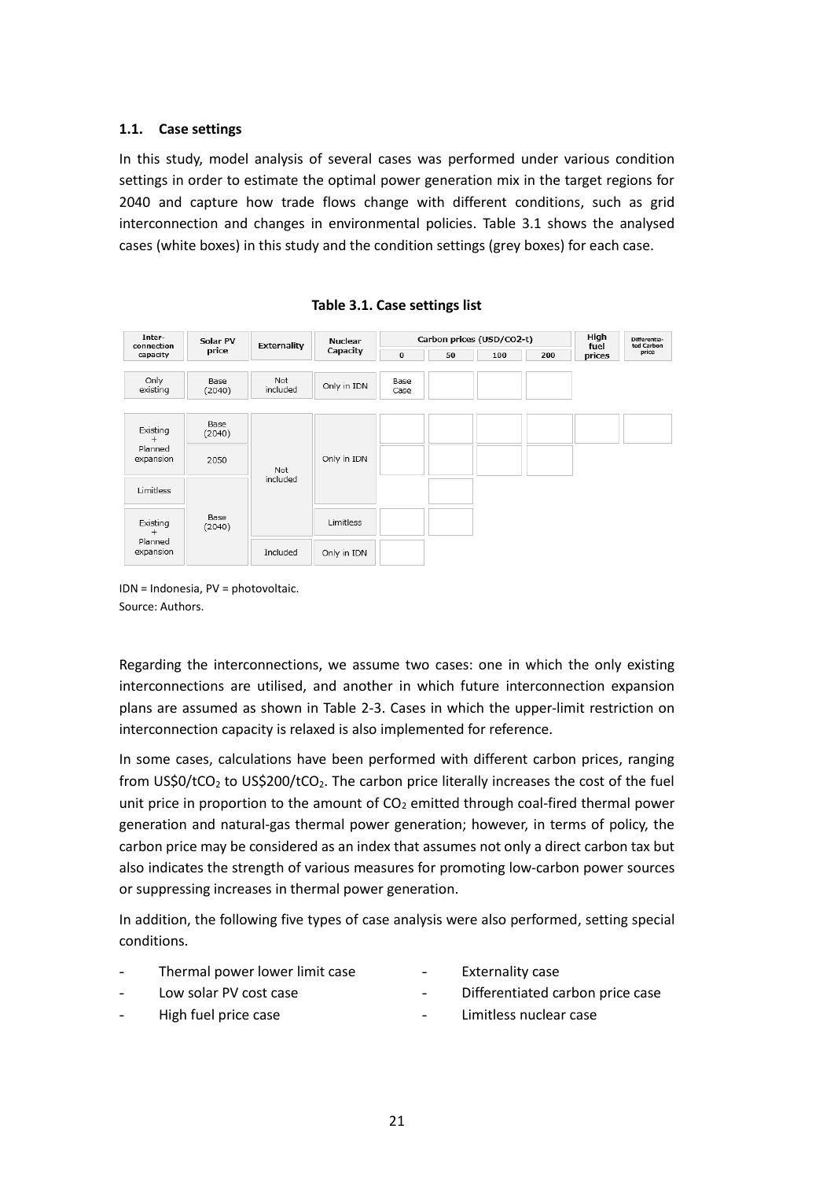### 1.1. Case settings

In this study, model analysis of several cases was performed under various condition settings in order to estimate the optimal power generation mix in the target regions for 2040 and capture how trade flows change with different conditions, such as grid interconnection and changes in environmental policies. Table 3.1 shows the analysed cases (white boxes) in this study and the condition settings (grey boxes) for each case.

**Table 3.1. Case settings list**

| Inter-connection capacity | Solar PV price | Externality | Nuclear Capacity | Carbon prices (USD/CO2-t) | | | | High fuel prices | Differentiated Carbon price |
|---|---|---|---|---|---|---|---|---|---|
| | | | | 0 | 50 | 100 | 200 | | |
| Only existing | Base (2040) | Not included | Only in IDN | Base Case | ☐ | ☐ | ☐ | | |
| Existing + Planned expansion | Base (2040) | Not included | Only in IDN | ☐ | ☐ | ☐ | ☐ | ☐ | ☐ |
| Existing + Planned expansion | 2050 | Not included | Only in IDN | ☐ | ☐ | ☐ | ☐ | | |
| Limitless | Base (2040) | Not included | Only in IDN | | ☐ | | | | |
| Existing + Planned expansion | Base (2040) | Not included | Limitless | ☐ | ☐ | | | | |
| Existing + Planned expansion | Base (2040) | Included | Only in IDN | ☐ | | | | | |

IDN = Indonesia, PV = photovoltaic.
Source: Authors.

Regarding the interconnections, we assume two cases: one in which the only existing interconnections are utilised, and another in which future interconnection expansion plans are assumed as shown in Table 2-3. Cases in which the upper-limit restriction on interconnection capacity is relaxed is also implemented for reference.

In some cases, calculations have been performed with different carbon prices, ranging from US\$0/t$CO_2$ to US\$200/t$CO_2$. The carbon price literally increases the cost of the fuel unit price in proportion to the amount of $CO_2$ emitted through coal-fired thermal power generation and natural-gas thermal power generation; however, in terms of policy, the carbon price may be considered as an index that assumes not only a direct carbon tax but also indicates the strength of various measures for promoting low-carbon power sources or suppressing increases in thermal power generation.

In addition, the following five types of case analysis were also performed, setting special conditions.

- Thermal power lower limit case
- Low solar PV cost case
- High fuel price case
- Externality case
- Differentiated carbon price case
- Limitless nuclear case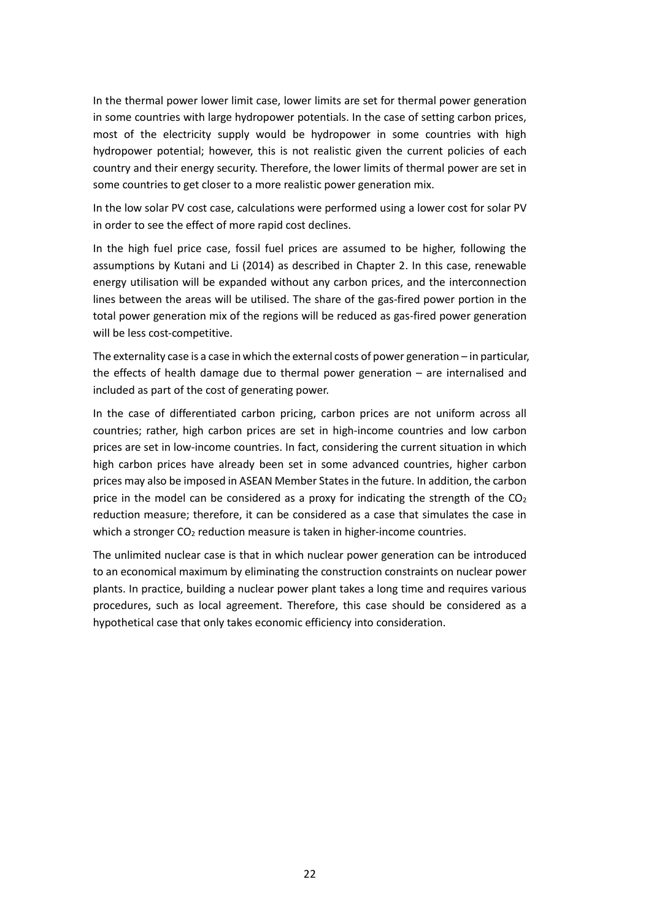In the thermal power lower limit case, lower limits are set for thermal power generation in some countries with large hydropower potentials. In the case of setting carbon prices, most of the electricity supply would be hydropower in some countries with high hydropower potential; however, this is not realistic given the current policies of each country and their energy security. Therefore, the lower limits of thermal power are set in some countries to get closer to a more realistic power generation mix.

In the low solar PV cost case, calculations were performed using a lower cost for solar PV in order to see the effect of more rapid cost declines.

In the high fuel price case, fossil fuel prices are assumed to be higher, following the assumptions by Kutani and Li (2014) as described in Chapter 2. In this case, renewable energy utilisation will be expanded without any carbon prices, and the interconnection lines between the areas will be utilised. The share of the gas-fired power portion in the total power generation mix of the regions will be reduced as gas-fired power generation will be less cost-competitive.

The externality case is a case in which the external costs of power generation – in particular, the effects of health damage due to thermal power generation – are internalised and included as part of the cost of generating power.

In the case of differentiated carbon pricing, carbon prices are not uniform across all countries; rather, high carbon prices are set in high-income countries and low carbon prices are set in low-income countries. In fact, considering the current situation in which high carbon prices have already been set in some advanced countries, higher carbon prices may also be imposed in ASEAN Member States in the future. In addition, the carbon price in the model can be considered as a proxy for indicating the strength of the $CO_2$ reduction measure; therefore, it can be considered as a case that simulates the case in which a stronger $CO_2$ reduction measure is taken in higher-income countries.

The unlimited nuclear case is that in which nuclear power generation can be introduced to an economical maximum by eliminating the construction constraints on nuclear power plants. In practice, building a nuclear power plant takes a long time and requires various procedures, such as local agreement. Therefore, this case should be considered as a hypothetical case that only takes economic efficiency into consideration.